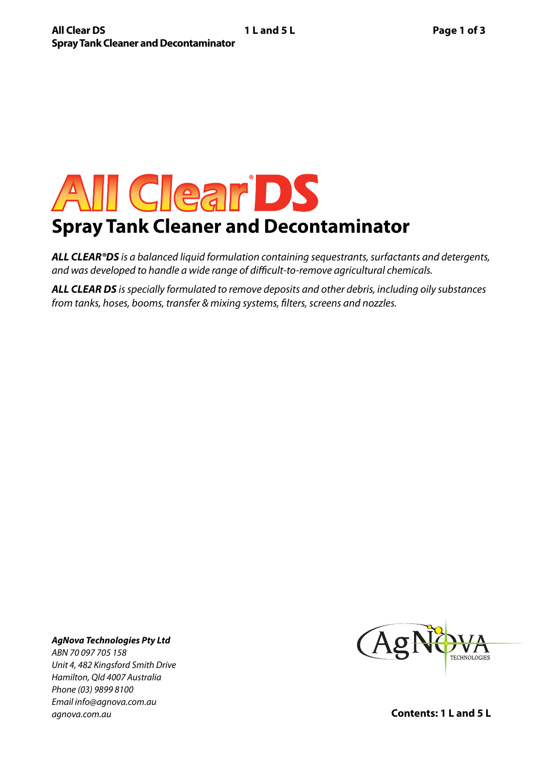# All Clear® DS

## Spray Tank Cleaner and Decontaminator

***ALL CLEAR®DS** is a balanced liquid formulation containing sequestrants, surfactants and detergents, and was developed to handle a wide range of difficult-to-remove agricultural chemicals.*

***ALL CLEAR DS** is specially formulated to remove deposits and other debris, including oily substances from tanks, hoses, booms, transfer & mixing systems, filters, screens and nozzles.*

***AgNova Technologies Pty Ltd***
*ABN 70 097 705 158*
*Unit 4, 482 Kingsford Smith Drive*
*Hamilton, Qld 4007 Australia*
*Phone (03) 9899 8100*
*Email info@agnova.com.au*
*agnova.com.au*

AgNova TECHNOLOGIES

**Contents: 1 L and 5 L**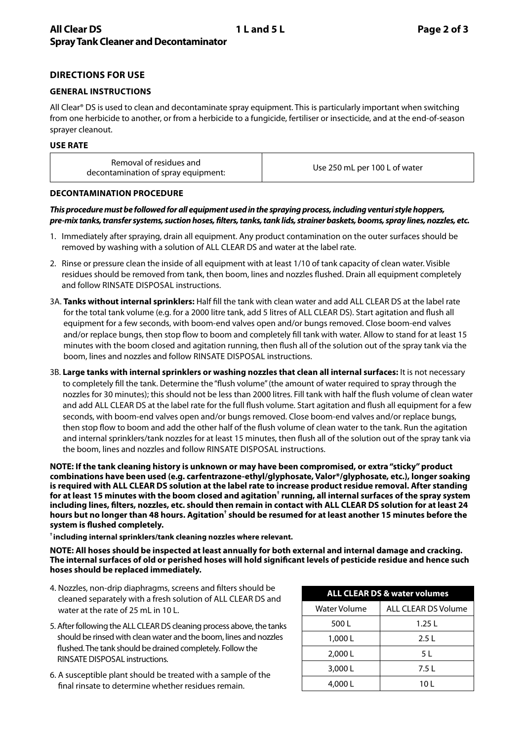## DIRECTIONS FOR USE

### GENERAL INSTRUCTIONS

All Clear® DS is used to clean and decontaminate spray equipment. This is particularly important when switching from one herbicide to another, or from a herbicide to a fungicide, fertiliser or insecticide, and at the end-of-season sprayer cleanout.

### USE RATE

| Removal of residues and decontamination of spray equipment: | Use 250 mL per 100 L of water |
|---|---|

### DECONTAMINATION PROCEDURE

***This procedure must be followed for all equipment used in the spraying process, including venturi style hoppers, pre-mix tanks, transfer systems, suction hoses, filters, tanks, tank lids, strainer baskets, booms, spray lines, nozzles, etc.***

1. Immediately after spraying, drain all equipment. Any product contamination on the outer surfaces should be removed by washing with a solution of ALL CLEAR DS and water at the label rate.
2. Rinse or pressure clean the inside of all equipment with at least 1/10 of tank capacity of clean water. Visible residues should be removed from tank, then boom, lines and nozzles flushed. Drain all equipment completely and follow RINSATE DISPOSAL instructions.

3A. **Tanks without internal sprinklers:** Half fill the tank with clean water and add ALL CLEAR DS at the label rate for the total tank volume (e.g. for a 2000 litre tank, add 5 litres of ALL CLEAR DS). Start agitation and flush all equipment for a few seconds, with boom-end valves open and/or bungs removed. Close boom-end valves and/or replace bungs, then stop flow to boom and completely fill tank with water. Allow to stand for at least 15 minutes with the boom closed and agitation running, then flush all of the solution out of the spray tank via the boom, lines and nozzles and follow RINSATE DISPOSAL instructions.

3B. **Large tanks with internal sprinklers or washing nozzles that clean all internal surfaces:** It is not necessary to completely fill the tank. Determine the "flush volume" (the amount of water required to spray through the nozzles for 30 minutes); this should not be less than 2000 litres. Fill tank with half the flush volume of clean water and add ALL CLEAR DS at the label rate for the full flush volume. Start agitation and flush all equipment for a few seconds, with boom-end valves open and/or bungs removed. Close boom-end valves and/or replace bungs, then stop flow to boom and add the other half of the flush volume of clean water to the tank. Run the agitation and internal sprinklers/tank nozzles for at least 15 minutes, then flush all of the solution out of the spray tank via the boom, lines and nozzles and follow RINSATE DISPOSAL instructions.

**NOTE: If the tank cleaning history is unknown or may have been compromised, or extra "sticky" product combinations have been used (e.g. carfentrazone-ethyl/glyphosate, Valor*/glyphosate, etc.), longer soaking is required with ALL CLEAR DS solution at the label rate to increase product residue removal. After standing for at least 15 minutes with the boom closed and agitation† running, all internal surfaces of the spray system including lines, filters, nozzles, etc. should then remain in contact with ALL CLEAR DS solution for at least 24 hours but no longer than 48 hours. Agitation† should be resumed for at least another 15 minutes before the system is flushed completely.**

**† including internal sprinklers/tank cleaning nozzles where relevant.**

**NOTE: All hoses should be inspected at least annually for both external and internal damage and cracking. The internal surfaces of old or perished hoses will hold significant levels of pesticide residue and hence such hoses should be replaced immediately.**

4. Nozzles, non-drip diaphragms, screens and filters should be cleaned separately with a fresh solution of ALL CLEAR DS and water at the rate of 25 mL in 10 L.
5. After following the ALL CLEAR DS cleaning process above, the tanks should be rinsed with clean water and the boom, lines and nozzles flushed. The tank should be drained completely. Follow the RINSATE DISPOSAL instructions.
6. A susceptible plant should be treated with a sample of the final rinsate to determine whether residues remain.

**ALL CLEAR DS & water volumes**

| Water Volume | ALL CLEAR DS Volume |
|---|---|
| 500 L | 1.25 L |
| 1,000 L | 2.5 L |
| 2,000 L | 5 L |
| 3,000 L | 7.5 L |
| 4,000 L | 10 L |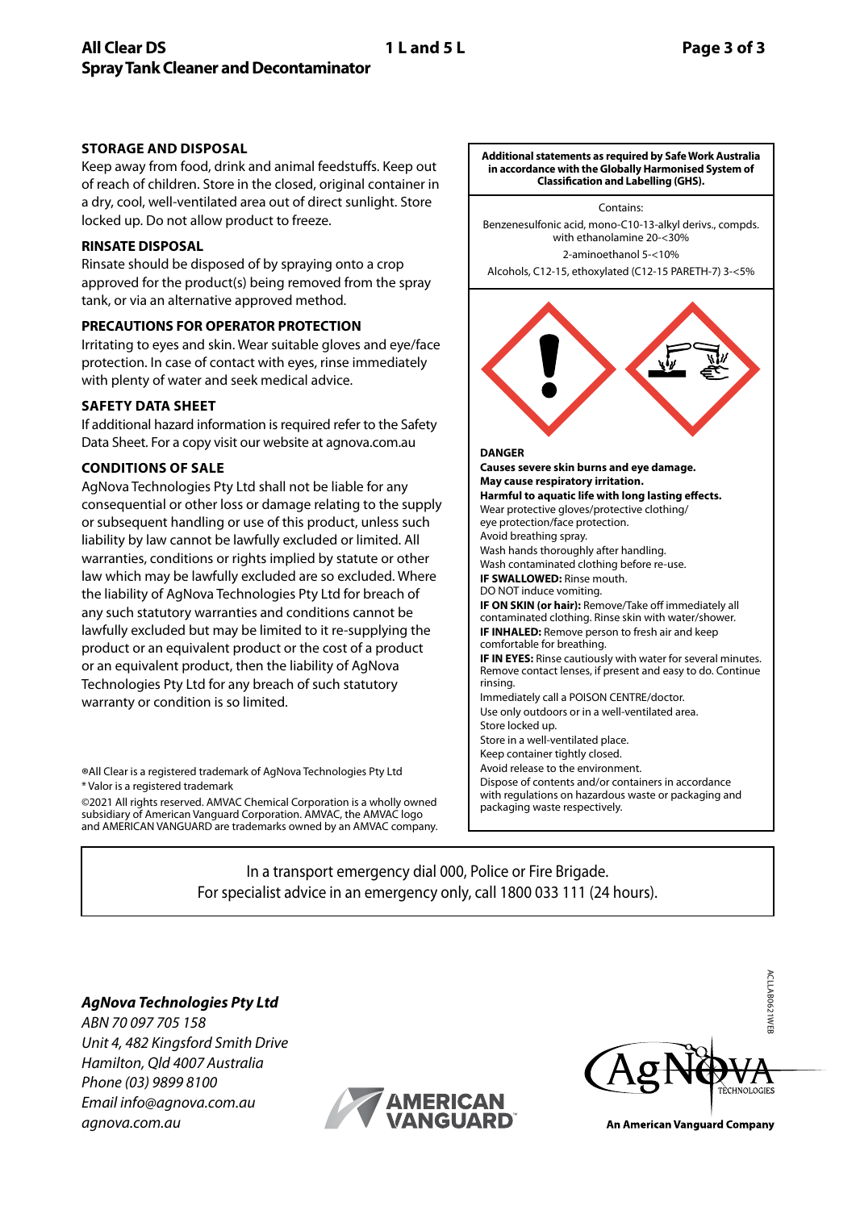## STORAGE AND DISPOSAL

Keep away from food, drink and animal feedstuffs. Keep out of reach of children. Store in the closed, original container in a dry, cool, well-ventilated area out of direct sunlight. Store locked up. Do not allow product to freeze.

## RINSATE DISPOSAL

Rinsate should be disposed of by spraying onto a crop approved for the product(s) being removed from the spray tank, or via an alternative approved method.

## PRECAUTIONS FOR OPERATOR PROTECTION

Irritating to eyes and skin. Wear suitable gloves and eye/face protection. In case of contact with eyes, rinse immediately with plenty of water and seek medical advice.

## SAFETY DATA SHEET

If additional hazard information is required refer to the Safety Data Sheet. For a copy visit our website at agnova.com.au

## CONDITIONS OF SALE

AgNova Technologies Pty Ltd shall not be liable for any consequential or other loss or damage relating to the supply or subsequent handling or use of this product, unless such liability by law cannot be lawfully excluded or limited. All warranties, conditions or rights implied by statute or other law which may be lawfully excluded are so excluded. Where the liability of AgNova Technologies Pty Ltd for breach of any such statutory warranties and conditions cannot be lawfully excluded but may be limited to it re-supplying the product or an equivalent product or the cost of a product or an equivalent product, then the liability of AgNova Technologies Pty Ltd for any breach of such statutory warranty or condition is so limited.

®All Clear is a registered trademark of AgNova Technologies Pty Ltd
* Valor is a registered trademark

©2021 All rights reserved. AMVAC Chemical Corporation is a wholly owned subsidiary of American Vanguard Corporation. AMVAC, the AMVAC logo and AMERICAN VANGUARD are trademarks owned by an AMVAC company.

**Additional statements as required by Safe Work Australia in accordance with the Globally Harmonised System of Classification and Labelling (GHS).**

Contains:

Benzenesulfonic acid, mono-C10-13-alkyl derivs., compds. with ethanolamine 20-<30%

2-aminoethanol 5-<10%

Alcohols, C12-15, ethoxylated (C12-15 PARETH-7) 3-<5%

**DANGER**

**Causes severe skin burns and eye damage.**
**May cause respiratory irritation.**
**Harmful to aquatic life with long lasting effects.**
Wear protective gloves/protective clothing/ eye protection/face protection.
Avoid breathing spray.
Wash hands thoroughly after handling.
Wash contaminated clothing before re-use.
**IF SWALLOWED:** Rinse mouth.
DO NOT induce vomiting.
**IF ON SKIN (or hair):** Remove/Take off immediately all contaminated clothing. Rinse skin with water/shower.
**IF INHALED:** Remove person to fresh air and keep comfortable for breathing.
**IF IN EYES:** Rinse cautiously with water for several minutes. Remove contact lenses, if present and easy to do. Continue rinsing.
Immediately call a POISON CENTRE/doctor.
Use only outdoors or in a well-ventilated area.
Store locked up.
Store in a well-ventilated place.
Keep container tightly closed.
Avoid release to the environment.
Dispose of contents and/or containers in accordance with regulations on hazardous waste or packaging waste respectively.

In a transport emergency dial 000, Police or Fire Brigade.
For specialist advice in an emergency only, call 1800 033 111 (24 hours).

***AgNova Technologies Pty Ltd***
*ABN 70 097 705 158*
*Unit 4, 482 Kingsford Smith Drive*
*Hamilton, Qld 4007 Australia*
*Phone (03) 9899 8100*
*Email info@agnova.com.au*
*agnova.com.au*

AMERICAN VANGUARD

AgNova TECHNOLOGIES

**An American Vanguard Company**

ACLLAB0621WEB